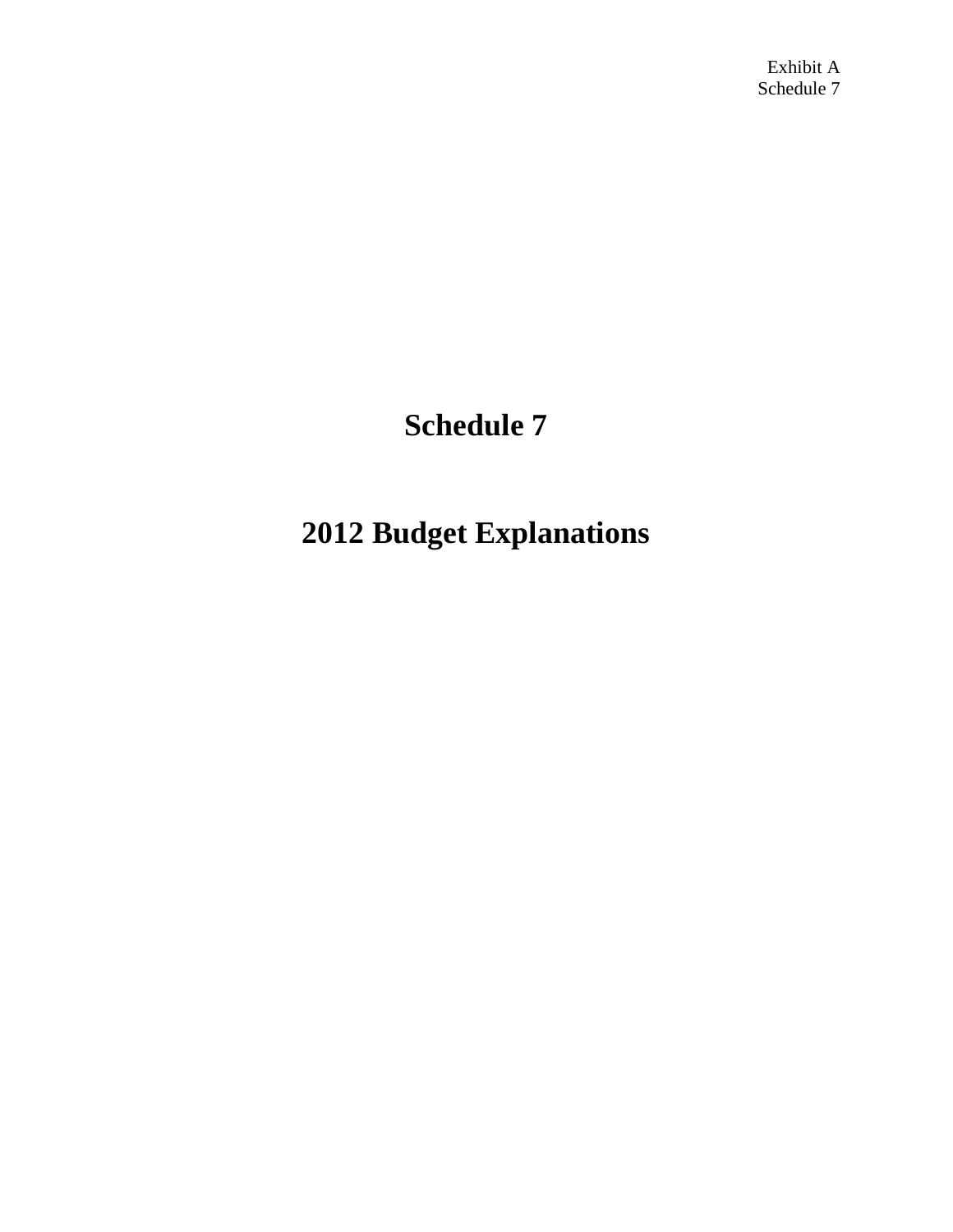Exhibit A
Schedule 7

# Schedule 7

# 2012 Budget Explanations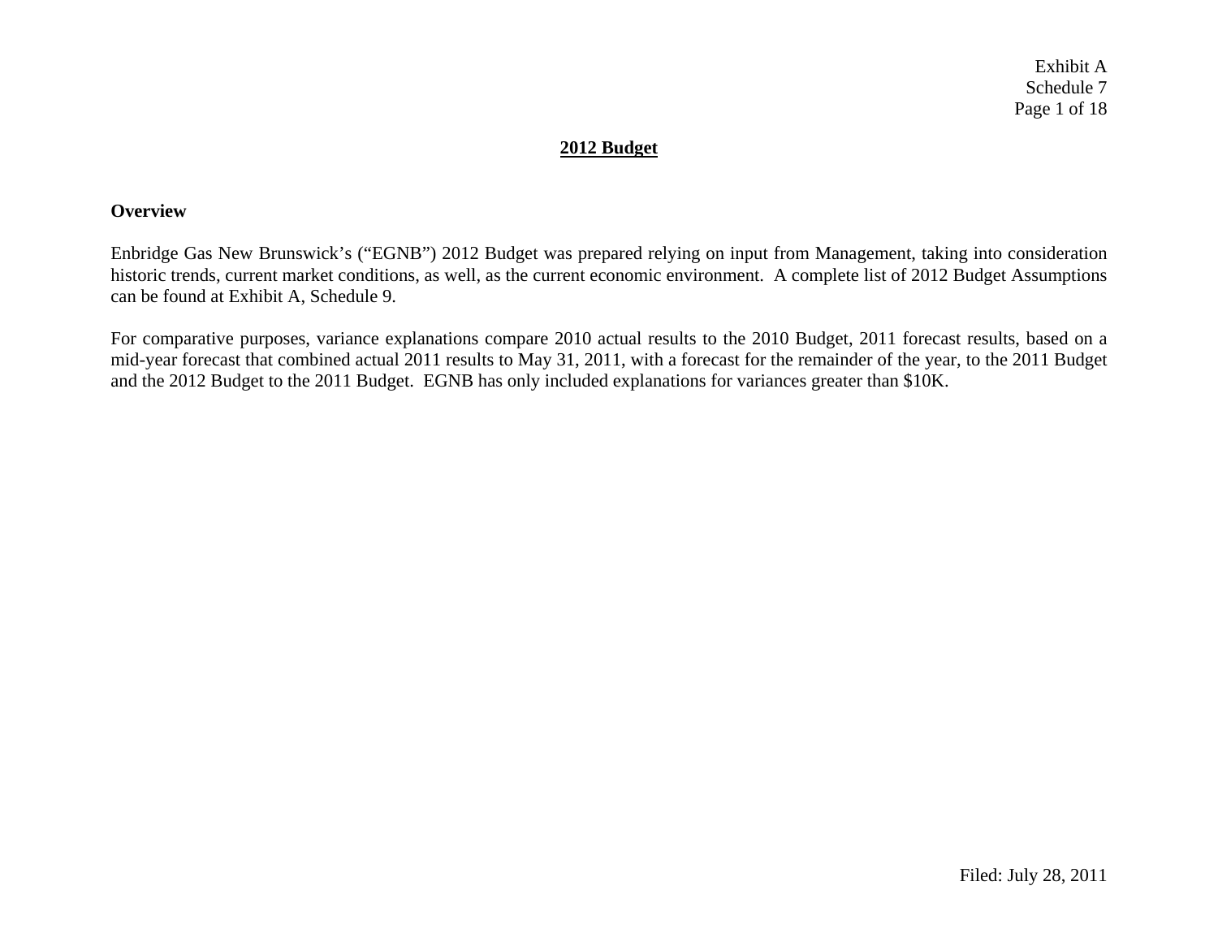# 2012 Budget

## Overview

Enbridge Gas New Brunswick's ("EGNB") 2012 Budget was prepared relying on input from Management, taking into consideration historic trends, current market conditions, as well, as the current economic environment. A complete list of 2012 Budget Assumptions can be found at Exhibit A, Schedule 9.

For comparative purposes, variance explanations compare 2010 actual results to the 2010 Budget, 2011 forecast results, based on a mid-year forecast that combined actual 2011 results to May 31, 2011, with a forecast for the remainder of the year, to the 2011 Budget and the 2012 Budget to the 2011 Budget. EGNB has only included explanations for variances greater than $10K.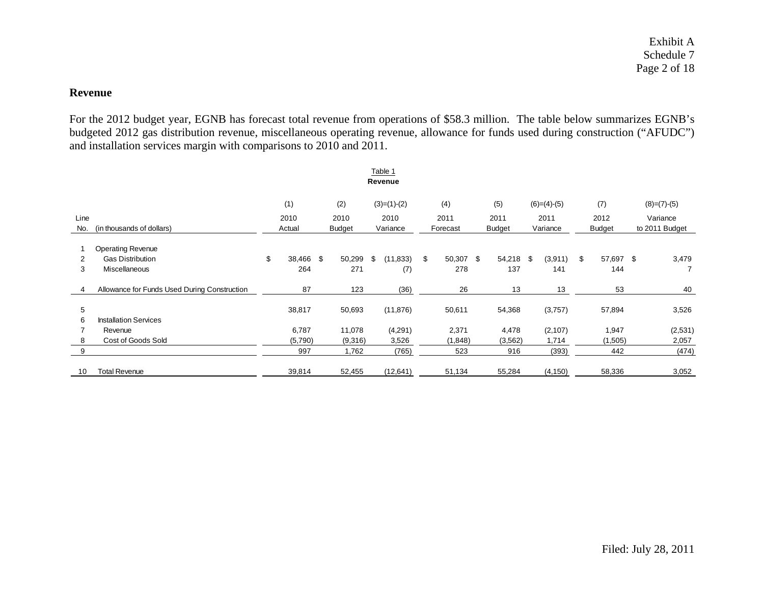## Revenue

For the 2012 budget year, EGNB has forecast total revenue from operations of $58.3 million. The table below summarizes EGNB's budgeted 2012 gas distribution revenue, miscellaneous operating revenue, allowance for funds used during construction ("AFUDC") and installation services margin with comparisons to 2010 and 2011.

Table 1
**Revenue**

| Line No. | (in thousands of dollars) | (1) 2010 Actual | (2) 2010 Budget | (3)=(1)-(2) 2010 Variance | (4) 2011 Forecast | (5) 2011 Budget | (6)=(4)-(5) 2011 Variance | (7) 2012 Budget | (8)=(7)-(5) Variance to 2011 Budget |
|---|---|---|---|---|---|---|---|---|---|
| 1 | Operating Revenue | | | | | | | | |
| 2 | Gas Distribution | $ 38,466 | $ 50,299 | $ (11,833) | $ 50,307 | $ 54,218 | $ (3,911) | $ 57,697 | $ 3,479 |
| 3 | Miscellaneous | 264 | 271 | (7) | 278 | 137 | 141 | 144 | 7 |
| 4 | Allowance for Funds Used During Construction | 87 | 123 | (36) | 26 | 13 | 13 | 53 | 40 |
| 5 | | 38,817 | 50,693 | (11,876) | 50,611 | 54,368 | (3,757) | 57,894 | 3,526 |
| 6 | Installation Services | | | | | | | | |
| 7 | Revenue | 6,787 | 11,078 | (4,291) | 2,371 | 4,478 | (2,107) | 1,947 | (2,531) |
| 8 | Cost of Goods Sold | (5,790) | (9,316) | 3,526 | (1,848) | (3,562) | 1,714 | (1,505) | 2,057 |
| 9 | | 997 | 1,762 | (765) | 523 | 916 | (393) | 442 | (474) |
| 10 | Total Revenue | 39,814 | 52,455 | (12,641) | 51,134 | 55,284 | (4,150) | 58,336 | 3,052 |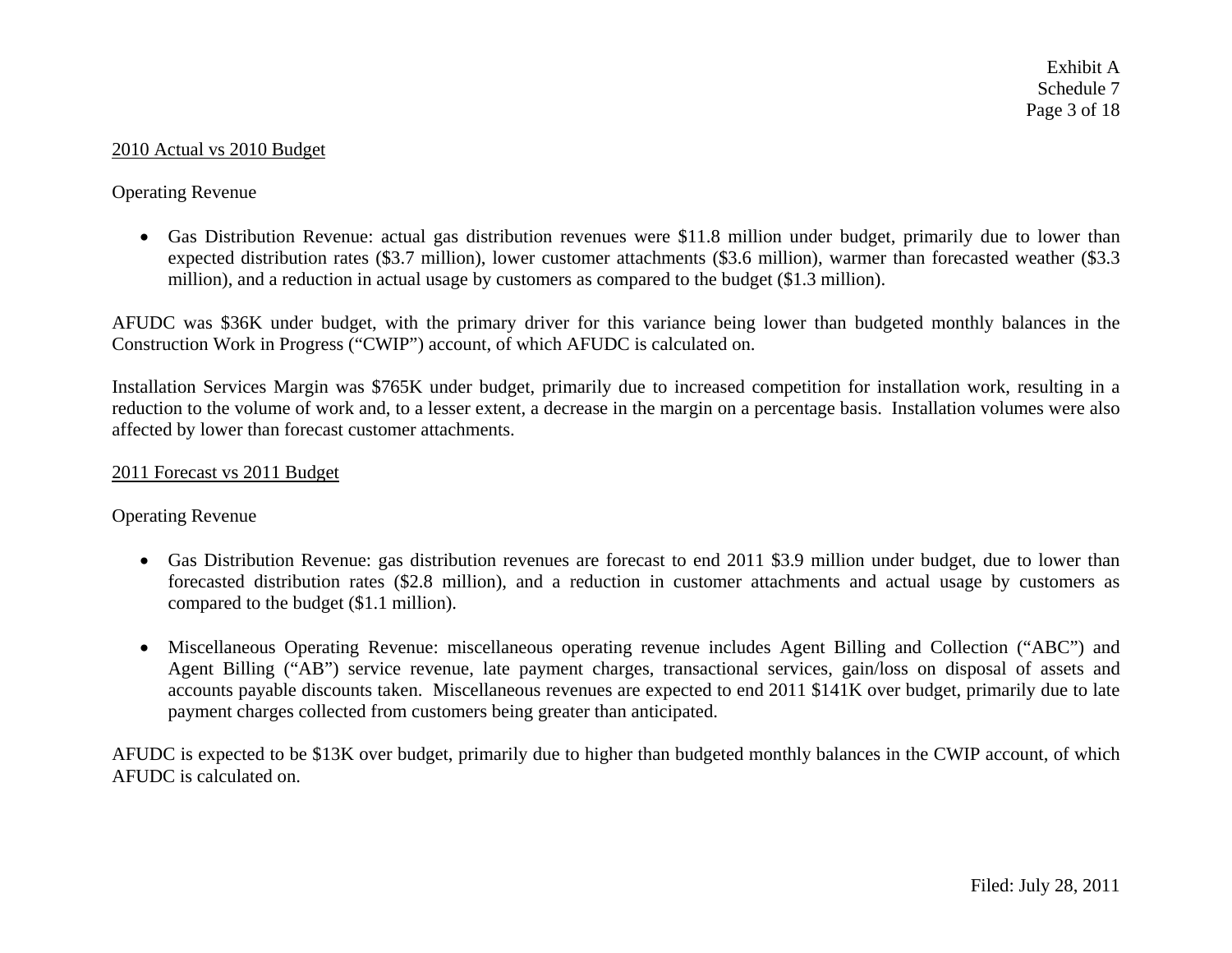2010 Actual vs 2010 Budget

Operating Revenue

- Gas Distribution Revenue: actual gas distribution revenues were $11.8 million under budget, primarily due to lower than expected distribution rates ($3.7 million), lower customer attachments ($3.6 million), warmer than forecasted weather ($3.3 million), and a reduction in actual usage by customers as compared to the budget ($1.3 million).

AFUDC was $36K under budget, with the primary driver for this variance being lower than budgeted monthly balances in the Construction Work in Progress ("CWIP") account, of which AFUDC is calculated on.

Installation Services Margin was $765K under budget, primarily due to increased competition for installation work, resulting in a reduction to the volume of work and, to a lesser extent, a decrease in the margin on a percentage basis. Installation volumes were also affected by lower than forecast customer attachments.

2011 Forecast vs 2011 Budget

Operating Revenue

- Gas Distribution Revenue: gas distribution revenues are forecast to end 2011 $3.9 million under budget, due to lower than forecasted distribution rates ($2.8 million), and a reduction in customer attachments and actual usage by customers as compared to the budget ($1.1 million).

- Miscellaneous Operating Revenue: miscellaneous operating revenue includes Agent Billing and Collection ("ABC") and Agent Billing ("AB") service revenue, late payment charges, transactional services, gain/loss on disposal of assets and accounts payable discounts taken. Miscellaneous revenues are expected to end 2011 $141K over budget, primarily due to late payment charges collected from customers being greater than anticipated.

AFUDC is expected to be $13K over budget, primarily due to higher than budgeted monthly balances in the CWIP account, of which AFUDC is calculated on.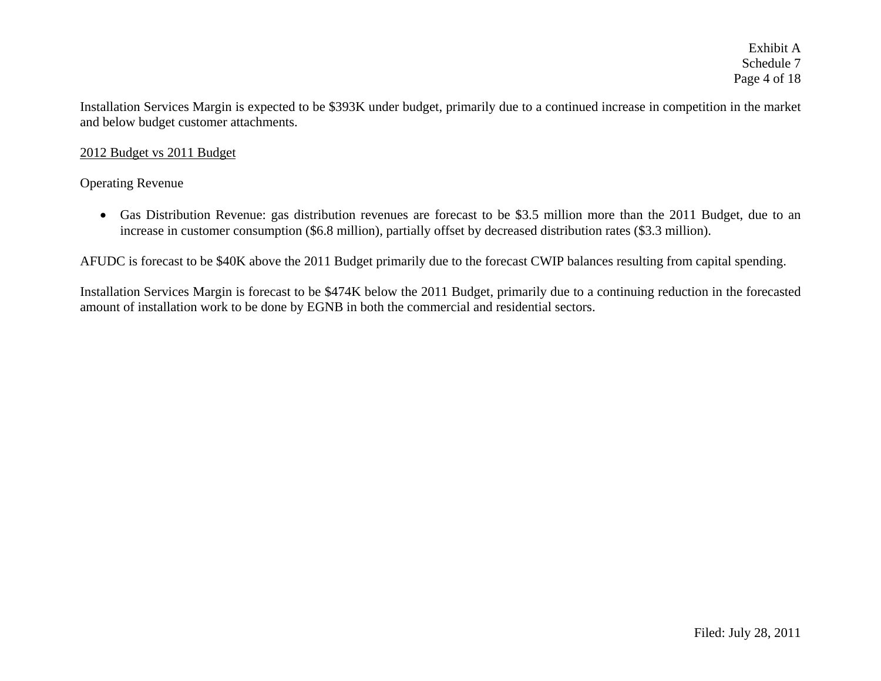Installation Services Margin is expected to be $393K under budget, primarily due to a continued increase in competition in the market and below budget customer attachments.

<u>2012 Budget vs 2011 Budget</u>

Operating Revenue

- Gas Distribution Revenue: gas distribution revenues are forecast to be $3.5 million more than the 2011 Budget, due to an increase in customer consumption ($6.8 million), partially offset by decreased distribution rates ($3.3 million).

AFUDC is forecast to be $40K above the 2011 Budget primarily due to the forecast CWIP balances resulting from capital spending.

Installation Services Margin is forecast to be $474K below the 2011 Budget, primarily due to a continuing reduction in the forecasted amount of installation work to be done by EGNB in both the commercial and residential sectors.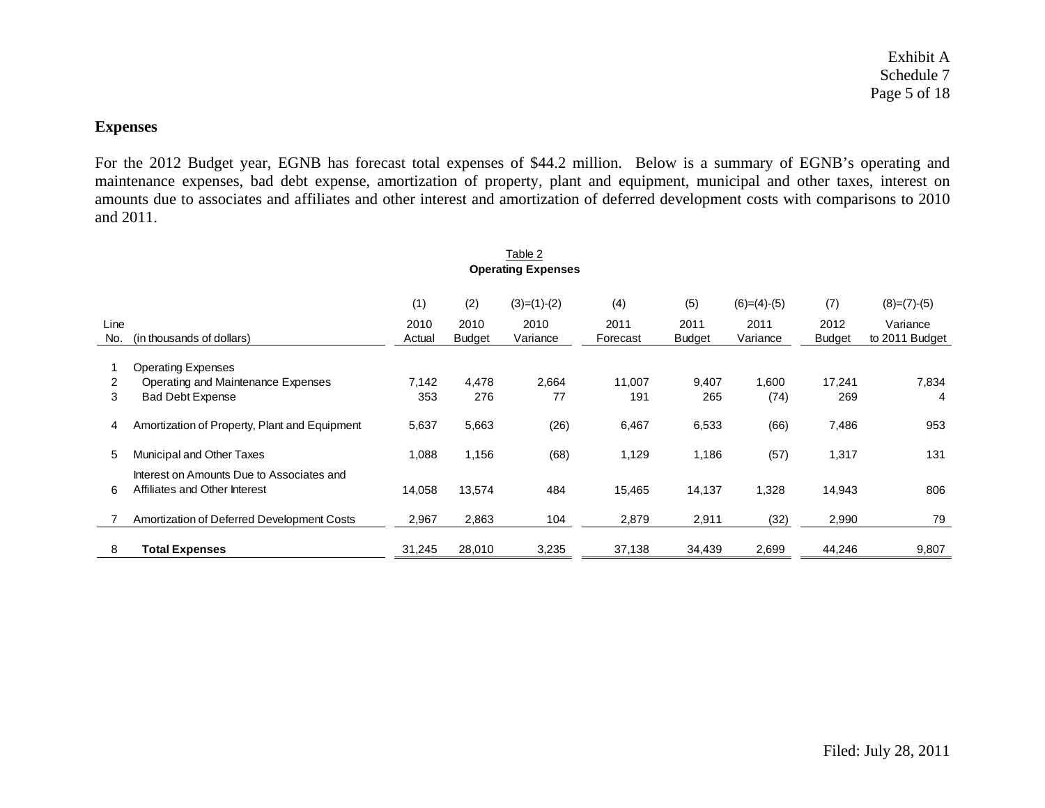## Expenses

For the 2012 Budget year, EGNB has forecast total expenses of $44.2 million. Below is a summary of EGNB's operating and maintenance expenses, bad debt expense, amortization of property, plant and equipment, municipal and other taxes, interest on amounts due to associates and affiliates and other interest and amortization of deferred development costs with comparisons to 2010 and 2011.

Table 2
**Operating Expenses**

| | | (1) | (2) | (3)=(1)-(2) | (4) | (5) | (6)=(4)-(5) | (7) | (8)=(7)-(5) |
|---|---|---|---|---|---|---|---|---|---|
| Line No. | (in thousands of dollars) | 2010 Actual | 2010 Budget | 2010 Variance | 2011 Forecast | 2011 Budget | 2011 Variance | 2012 Budget | Variance to 2011 Budget |
| 1 | Operating Expenses | | | | | | | | |
| 2 | Operating and Maintenance Expenses | 7,142 | 4,478 | 2,664 | 11,007 | 9,407 | 1,600 | 17,241 | 7,834 |
| 3 | Bad Debt Expense | 353 | 276 | 77 | 191 | 265 | (74) | 269 | 4 |
| 4 | Amortization of Property, Plant and Equipment | 5,637 | 5,663 | (26) | 6,467 | 6,533 | (66) | 7,486 | 953 |
| 5 | Municipal and Other Taxes | 1,088 | 1,156 | (68) | 1,129 | 1,186 | (57) | 1,317 | 131 |
| 6 | Interest on Amounts Due to Associates and Affiliates and Other Interest | 14,058 | 13,574 | 484 | 15,465 | 14,137 | 1,328 | 14,943 | 806 |
| 7 | Amortization of Deferred Development Costs | 2,967 | 2,863 | 104 | 2,879 | 2,911 | (32) | 2,990 | 79 |
| 8 | **Total Expenses** | 31,245 | 28,010 | 3,235 | 37,138 | 34,439 | 2,699 | 44,246 | 9,807 |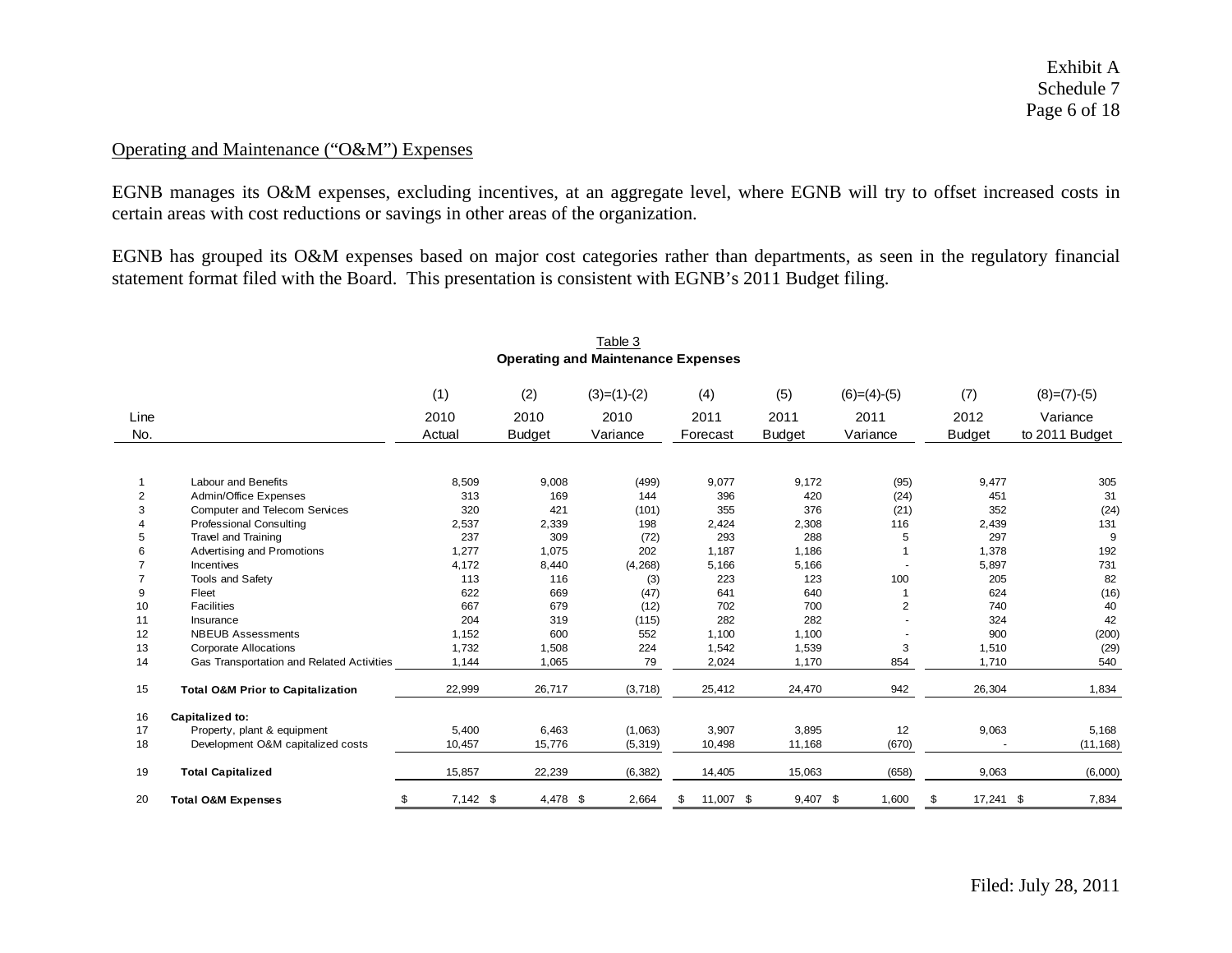## Operating and Maintenance ("O&M") Expenses

EGNB manages its O&M expenses, excluding incentives, at an aggregate level, where EGNB will try to offset increased costs in certain areas with cost reductions or savings in other areas of the organization.

EGNB has grouped its O&M expenses based on major cost categories rather than departments, as seen in the regulatory financial statement format filed with the Board. This presentation is consistent with EGNB's 2011 Budget filing.

Table 3
**Operating and Maintenance Expenses**

| Line No. | | (1) 2010 Actual | (2) 2010 Budget | (3)=(1)-(2) 2010 Variance | (4) 2011 Forecast | (5) 2011 Budget | (6)=(4)-(5) 2011 Variance | (7) 2012 Budget | (8)=(7)-(5) Variance to 2011 Budget |
|---|---|---|---|---|---|---|---|---|---|
| 1 | Labour and Benefits | 8,509 | 9,008 | (499) | 9,077 | 9,172 | (95) | 9,477 | 305 |
| 2 | Admin/Office Expenses | 313 | 169 | 144 | 396 | 420 | (24) | 451 | 31 |
| 3 | Computer and Telecom Services | 320 | 421 | (101) | 355 | 376 | (21) | 352 | (24) |
| 4 | Professional Consulting | 2,537 | 2,339 | 198 | 2,424 | 2,308 | 116 | 2,439 | 131 |
| 5 | Travel and Training | 237 | 309 | (72) | 293 | 288 | 5 | 297 | 9 |
| 6 | Advertising and Promotions | 1,277 | 1,075 | 202 | 1,187 | 1,186 | 1 | 1,378 | 192 |
| 7 | Incentives | 4,172 | 8,440 | (4,268) | 5,166 | 5,166 | - | 5,897 | 731 |
| 7 | Tools and Safety | 113 | 116 | (3) | 223 | 123 | 100 | 205 | 82 |
| 9 | Fleet | 622 | 669 | (47) | 641 | 640 | 1 | 624 | (16) |
| 10 | Facilities | 667 | 679 | (12) | 702 | 700 | 2 | 740 | 40 |
| 11 | Insurance | 204 | 319 | (115) | 282 | 282 | - | 324 | 42 |
| 12 | NBEUB Assessments | 1,152 | 600 | 552 | 1,100 | 1,100 | - | 900 | (200) |
| 13 | Corporate Allocations | 1,732 | 1,508 | 224 | 1,542 | 1,539 | 3 | 1,510 | (29) |
| 14 | Gas Transportation and Related Activities | 1,144 | 1,065 | 79 | 2,024 | 1,170 | 854 | 1,710 | 540 |
| 15 | **Total O&M Prior to Capitalization** | 22,999 | 26,717 | (3,718) | 25,412 | 24,470 | 942 | 26,304 | 1,834 |
| 16 | **Capitalized to:** | | | | | | | | |
| 17 | Property, plant & equipment | 5,400 | 6,463 | (1,063) | 3,907 | 3,895 | 12 | 9,063 | 5,168 |
| 18 | Development O&M capitalized costs | 10,457 | 15,776 | (5,319) | 10,498 | 11,168 | (670) | - | (11,168) |
| 19 | **Total Capitalized** | 15,857 | 22,239 | (6,382) | 14,405 | 15,063 | (658) | 9,063 | (6,000) |
| 20 | **Total O&M Expenses** | $ 7,142 | $ 4,478 | $ 2,664 | $ 11,007 | $ 9,407 | $ 1,600 | $ 17,241 | $ 7,834 |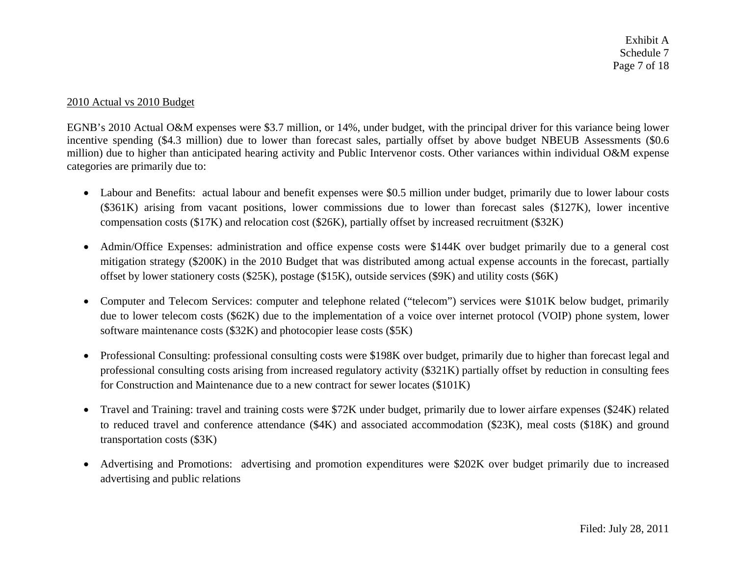2010 Actual vs 2010 Budget

EGNB's 2010 Actual O&M expenses were $3.7 million, or 14%, under budget, with the principal driver for this variance being lower incentive spending ($4.3 million) due to lower than forecast sales, partially offset by above budget NBEUB Assessments ($0.6 million) due to higher than anticipated hearing activity and Public Intervenor costs. Other variances within individual O&M expense categories are primarily due to:

- Labour and Benefits: actual labour and benefit expenses were $0.5 million under budget, primarily due to lower labour costs ($361K) arising from vacant positions, lower commissions due to lower than forecast sales ($127K), lower incentive compensation costs ($17K) and relocation cost ($26K), partially offset by increased recruitment ($32K)

- Admin/Office Expenses: administration and office expense costs were $144K over budget primarily due to a general cost mitigation strategy ($200K) in the 2010 Budget that was distributed among actual expense accounts in the forecast, partially offset by lower stationery costs ($25K), postage ($15K), outside services ($9K) and utility costs ($6K)

- Computer and Telecom Services: computer and telephone related ("telecom") services were $101K below budget, primarily due to lower telecom costs ($62K) due to the implementation of a voice over internet protocol (VOIP) phone system, lower software maintenance costs ($32K) and photocopier lease costs ($5K)

- Professional Consulting: professional consulting costs were $198K over budget, primarily due to higher than forecast legal and professional consulting costs arising from increased regulatory activity ($321K) partially offset by reduction in consulting fees for Construction and Maintenance due to a new contract for sewer locates ($101K)

- Travel and Training: travel and training costs were $72K under budget, primarily due to lower airfare expenses ($24K) related to reduced travel and conference attendance ($4K) and associated accommodation ($23K), meal costs ($18K) and ground transportation costs ($3K)

- Advertising and Promotions: advertising and promotion expenditures were $202K over budget primarily due to increased advertising and public relations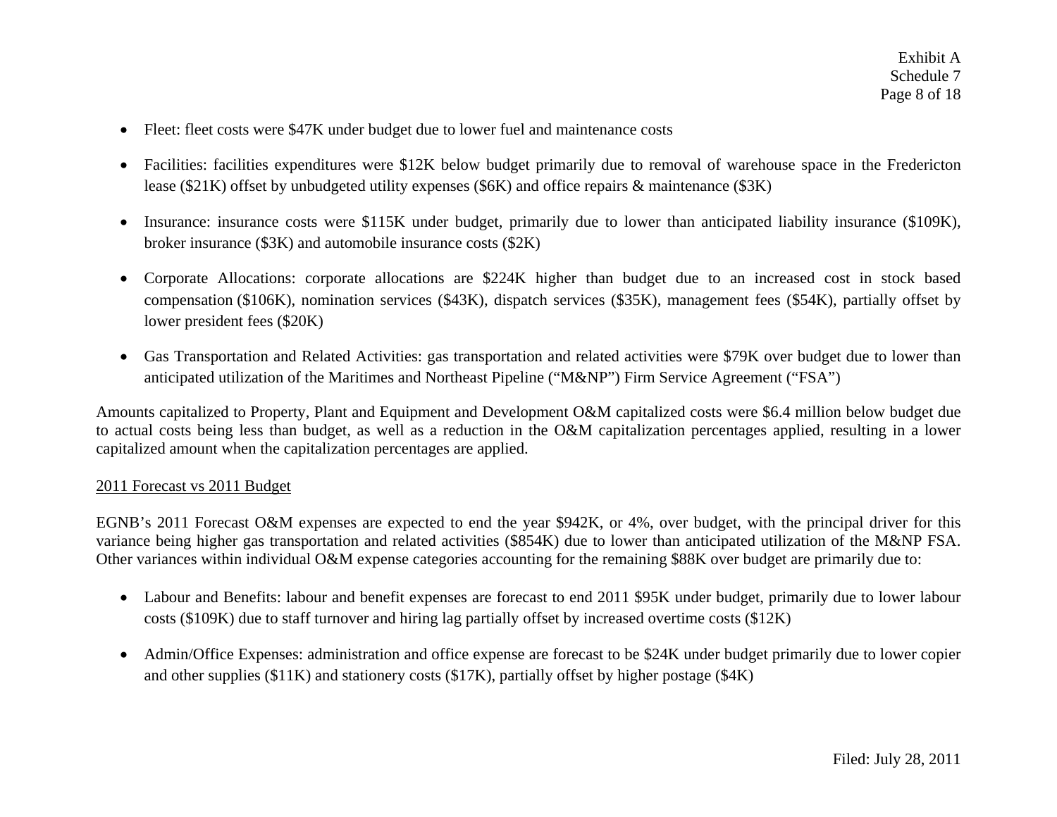- Fleet: fleet costs were $47K under budget due to lower fuel and maintenance costs

- Facilities: facilities expenditures were $12K below budget primarily due to removal of warehouse space in the Fredericton lease ($21K) offset by unbudgeted utility expenses ($6K) and office repairs & maintenance ($3K)

- Insurance: insurance costs were $115K under budget, primarily due to lower than anticipated liability insurance ($109K), broker insurance ($3K) and automobile insurance costs ($2K)

- Corporate Allocations: corporate allocations are $224K higher than budget due to an increased cost in stock based compensation ($106K), nomination services ($43K), dispatch services ($35K), management fees ($54K), partially offset by lower president fees ($20K)

- Gas Transportation and Related Activities: gas transportation and related activities were $79K over budget due to lower than anticipated utilization of the Maritimes and Northeast Pipeline ("M&NP") Firm Service Agreement ("FSA")

Amounts capitalized to Property, Plant and Equipment and Development O&M capitalized costs were $6.4 million below budget due to actual costs being less than budget, as well as a reduction in the O&M capitalization percentages applied, resulting in a lower capitalized amount when the capitalization percentages are applied.

2011 Forecast vs 2011 Budget

EGNB's 2011 Forecast O&M expenses are expected to end the year $942K, or 4%, over budget, with the principal driver for this variance being higher gas transportation and related activities ($854K) due to lower than anticipated utilization of the M&NP FSA. Other variances within individual O&M expense categories accounting for the remaining $88K over budget are primarily due to:

- Labour and Benefits: labour and benefit expenses are forecast to end 2011 $95K under budget, primarily due to lower labour costs ($109K) due to staff turnover and hiring lag partially offset by increased overtime costs ($12K)

- Admin/Office Expenses: administration and office expense are forecast to be $24K under budget primarily due to lower copier and other supplies ($11K) and stationery costs ($17K), partially offset by higher postage ($4K)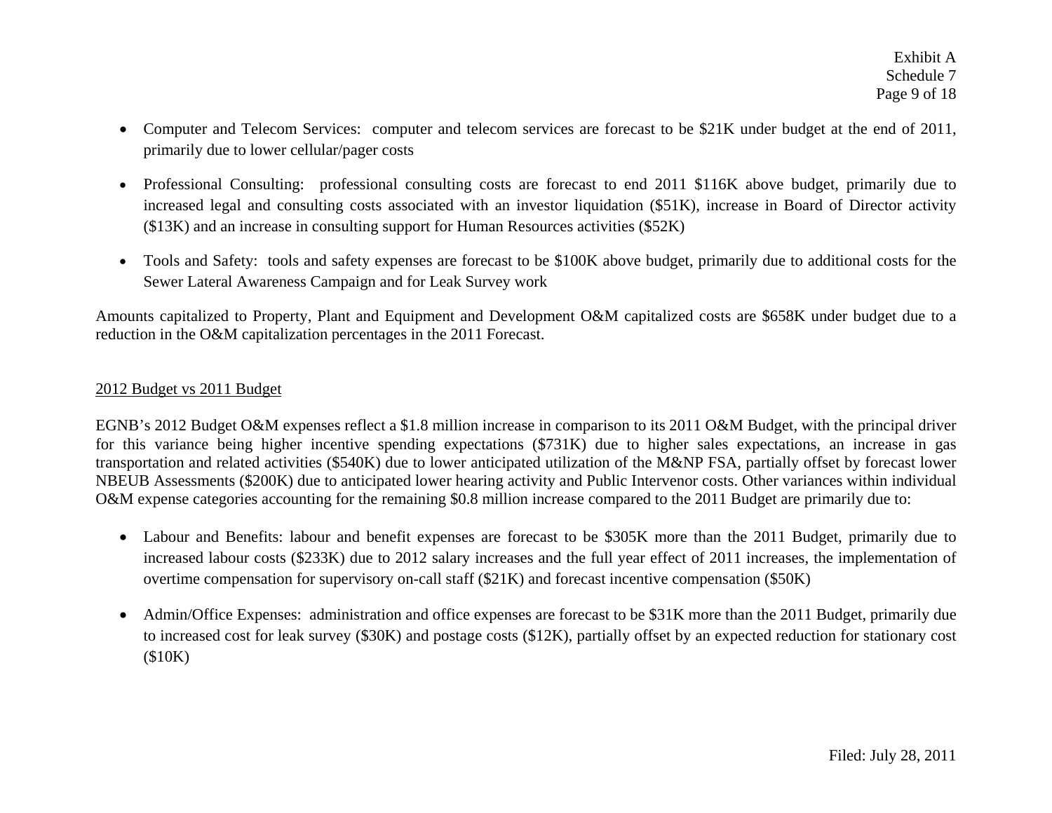- Computer and Telecom Services: computer and telecom services are forecast to be $21K under budget at the end of 2011, primarily due to lower cellular/pager costs

- Professional Consulting: professional consulting costs are forecast to end 2011 $116K above budget, primarily due to increased legal and consulting costs associated with an investor liquidation ($51K), increase in Board of Director activity ($13K) and an increase in consulting support for Human Resources activities ($52K)

- Tools and Safety: tools and safety expenses are forecast to be $100K above budget, primarily due to additional costs for the Sewer Lateral Awareness Campaign and for Leak Survey work

Amounts capitalized to Property, Plant and Equipment and Development O&M capitalized costs are $658K under budget due to a reduction in the O&M capitalization percentages in the 2011 Forecast.

## 2012 Budget vs 2011 Budget

EGNB's 2012 Budget O&M expenses reflect a $1.8 million increase in comparison to its 2011 O&M Budget, with the principal driver for this variance being higher incentive spending expectations ($731K) due to higher sales expectations, an increase in gas transportation and related activities ($540K) due to lower anticipated utilization of the M&NP FSA, partially offset by forecast lower NBEUB Assessments ($200K) due to anticipated lower hearing activity and Public Intervenor costs. Other variances within individual O&M expense categories accounting for the remaining $0.8 million increase compared to the 2011 Budget are primarily due to:

- Labour and Benefits: labour and benefit expenses are forecast to be $305K more than the 2011 Budget, primarily due to increased labour costs ($233K) due to 2012 salary increases and the full year effect of 2011 increases, the implementation of overtime compensation for supervisory on-call staff ($21K) and forecast incentive compensation ($50K)

- Admin/Office Expenses: administration and office expenses are forecast to be $31K more than the 2011 Budget, primarily due to increased cost for leak survey ($30K) and postage costs ($12K), partially offset by an expected reduction for stationary cost ($10K)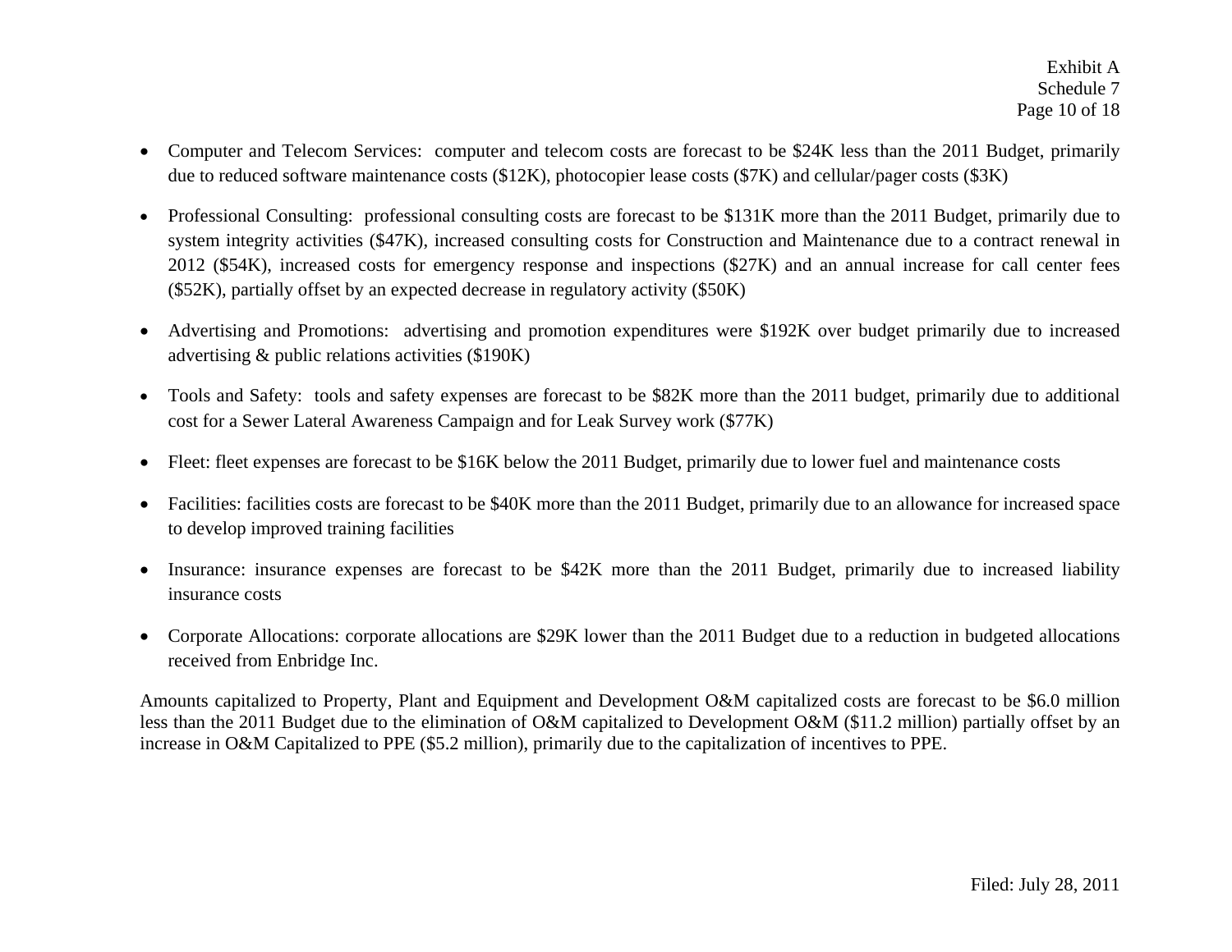- Computer and Telecom Services: computer and telecom costs are forecast to be $24K less than the 2011 Budget, primarily due to reduced software maintenance costs ($12K), photocopier lease costs ($7K) and cellular/pager costs ($3K)
- Professional Consulting: professional consulting costs are forecast to be $131K more than the 2011 Budget, primarily due to system integrity activities ($47K), increased consulting costs for Construction and Maintenance due to a contract renewal in 2012 ($54K), increased costs for emergency response and inspections ($27K) and an annual increase for call center fees ($52K), partially offset by an expected decrease in regulatory activity ($50K)
- Advertising and Promotions: advertising and promotion expenditures were $192K over budget primarily due to increased advertising & public relations activities ($190K)
- Tools and Safety: tools and safety expenses are forecast to be $82K more than the 2011 budget, primarily due to additional cost for a Sewer Lateral Awareness Campaign and for Leak Survey work ($77K)
- Fleet: fleet expenses are forecast to be $16K below the 2011 Budget, primarily due to lower fuel and maintenance costs
- Facilities: facilities costs are forecast to be $40K more than the 2011 Budget, primarily due to an allowance for increased space to develop improved training facilities
- Insurance: insurance expenses are forecast to be $42K more than the 2011 Budget, primarily due to increased liability insurance costs
- Corporate Allocations: corporate allocations are $29K lower than the 2011 Budget due to a reduction in budgeted allocations received from Enbridge Inc.

Amounts capitalized to Property, Plant and Equipment and Development O&M capitalized costs are forecast to be $6.0 million less than the 2011 Budget due to the elimination of O&M capitalized to Development O&M ($11.2 million) partially offset by an increase in O&M Capitalized to PPE ($5.2 million), primarily due to the capitalization of incentives to PPE.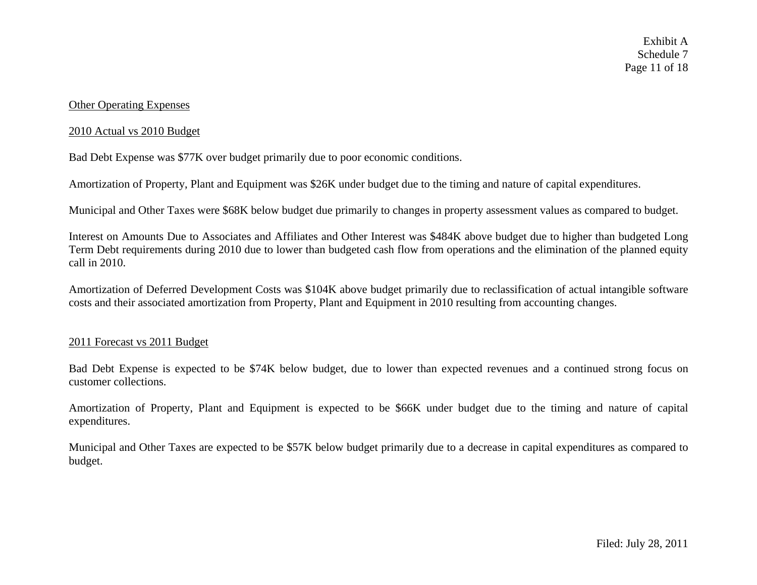Other Operating Expenses

2010 Actual vs 2010 Budget

Bad Debt Expense was $77K over budget primarily due to poor economic conditions.

Amortization of Property, Plant and Equipment was $26K under budget due to the timing and nature of capital expenditures.

Municipal and Other Taxes were $68K below budget due primarily to changes in property assessment values as compared to budget.

Interest on Amounts Due to Associates and Affiliates and Other Interest was $484K above budget due to higher than budgeted Long Term Debt requirements during 2010 due to lower than budgeted cash flow from operations and the elimination of the planned equity call in 2010.

Amortization of Deferred Development Costs was $104K above budget primarily due to reclassification of actual intangible software costs and their associated amortization from Property, Plant and Equipment in 2010 resulting from accounting changes.

2011 Forecast vs 2011 Budget

Bad Debt Expense is expected to be $74K below budget, due to lower than expected revenues and a continued strong focus on customer collections.

Amortization of Property, Plant and Equipment is expected to be $66K under budget due to the timing and nature of capital expenditures.

Municipal and Other Taxes are expected to be $57K below budget primarily due to a decrease in capital expenditures as compared to budget.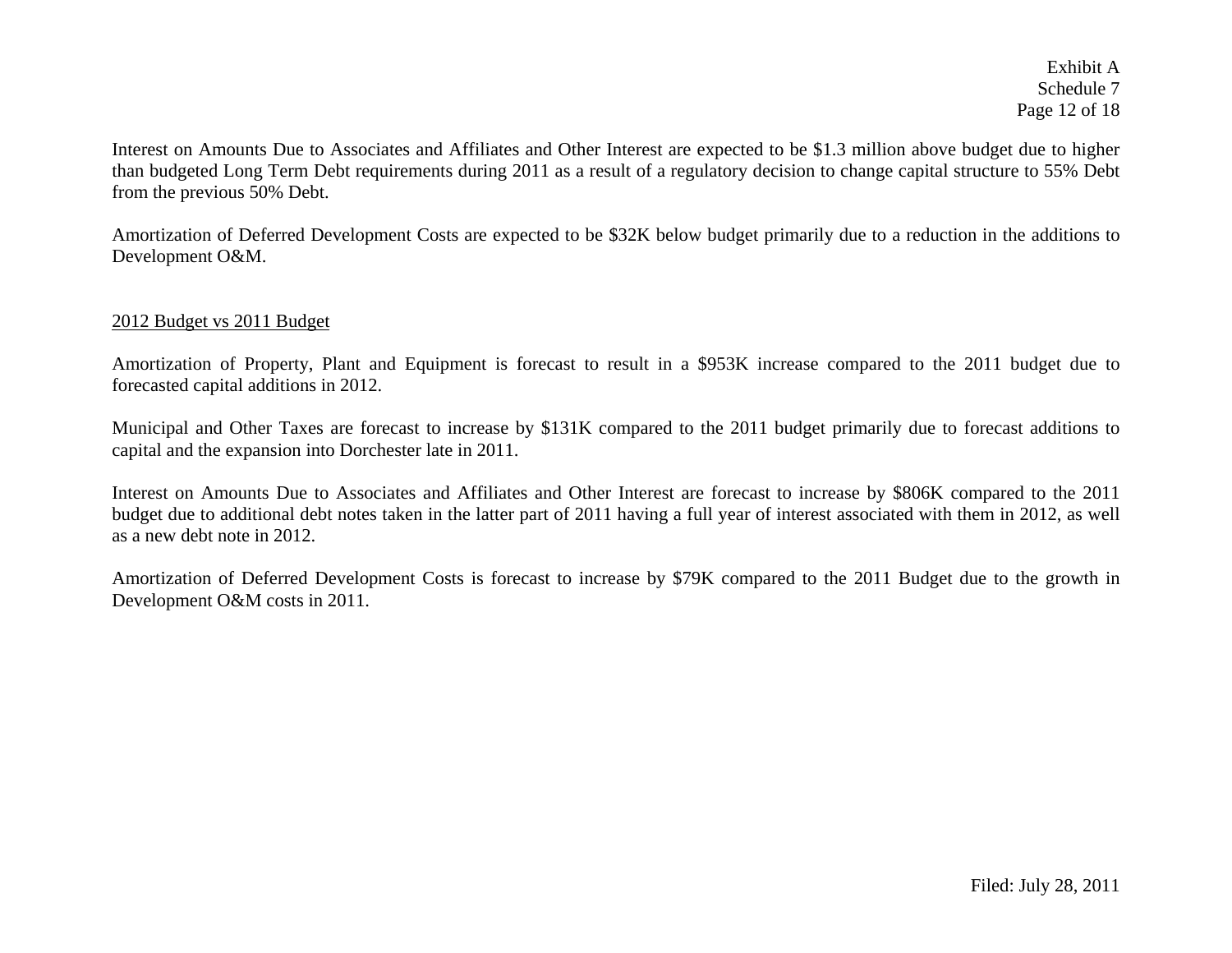Interest on Amounts Due to Associates and Affiliates and Other Interest are expected to be $1.3 million above budget due to higher than budgeted Long Term Debt requirements during 2011 as a result of a regulatory decision to change capital structure to 55% Debt from the previous 50% Debt.

Amortization of Deferred Development Costs are expected to be $32K below budget primarily due to a reduction in the additions to Development O&M.

## 2012 Budget vs 2011 Budget

Amortization of Property, Plant and Equipment is forecast to result in a $953K increase compared to the 2011 budget due to forecasted capital additions in 2012.

Municipal and Other Taxes are forecast to increase by $131K compared to the 2011 budget primarily due to forecast additions to capital and the expansion into Dorchester late in 2011.

Interest on Amounts Due to Associates and Affiliates and Other Interest are forecast to increase by $806K compared to the 2011 budget due to additional debt notes taken in the latter part of 2011 having a full year of interest associated with them in 2012, as well as a new debt note in 2012.

Amortization of Deferred Development Costs is forecast to increase by $79K compared to the 2011 Budget due to the growth in Development O&M costs in 2011.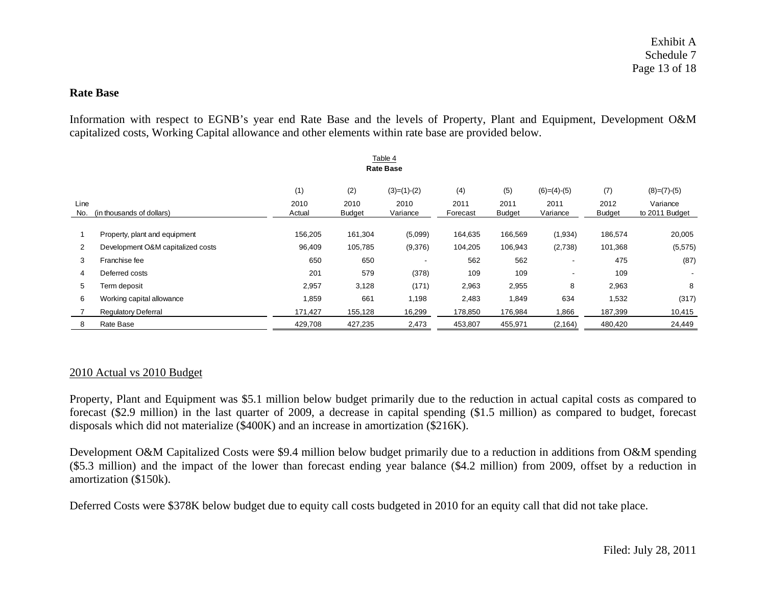## Rate Base

Information with respect to EGNB's year end Rate Base and the levels of Property, Plant and Equipment, Development O&M capitalized costs, Working Capital allowance and other elements within rate base are provided below.

Table 4
**Rate Base**

| | | (1) | (2) | (3)=(1)-(2) | (4) | (5) | (6)=(4)-(5) | (7) | (8)=(7)-(5) |
|---|---|---|---|---|---|---|---|---|---|
| Line No. | (in thousands of dollars) | 2010 Actual | 2010 Budget | 2010 Variance | 2011 Forecast | 2011 Budget | 2011 Variance | 2012 Budget | Variance to 2011 Budget |
| 1 | Property, plant and equipment | 156,205 | 161,304 | (5,099) | 164,635 | 166,569 | (1,934) | 186,574 | 20,005 |
| 2 | Development O&M capitalized costs | 96,409 | 105,785 | (9,376) | 104,205 | 106,943 | (2,738) | 101,368 | (5,575) |
| 3 | Franchise fee | 650 | 650 | - | 562 | 562 | - | 475 | (87) |
| 4 | Deferred costs | 201 | 579 | (378) | 109 | 109 | - | 109 | - |
| 5 | Term deposit | 2,957 | 3,128 | (171) | 2,963 | 2,955 | 8 | 2,963 | 8 |
| 6 | Working capital allowance | 1,859 | 661 | 1,198 | 2,483 | 1,849 | 634 | 1,532 | (317) |
| 7 | Regulatory Deferral | 171,427 | 155,128 | 16,299 | 178,850 | 176,984 | 1,866 | 187,399 | 10,415 |
| 8 | Rate Base | 429,708 | 427,235 | 2,473 | 453,807 | 455,971 | (2,164) | 480,420 | 24,449 |

2010 Actual vs 2010 Budget

Property, Plant and Equipment was $5.1 million below budget primarily due to the reduction in actual capital costs as compared to forecast ($2.9 million) in the last quarter of 2009, a decrease in capital spending ($1.5 million) as compared to budget, forecast disposals which did not materialize ($400K) and an increase in amortization ($216K).

Development O&M Capitalized Costs were $9.4 million below budget primarily due to a reduction in additions from O&M spending ($5.3 million) and the impact of the lower than forecast ending year balance ($4.2 million) from 2009, offset by a reduction in amortization ($150k).

Deferred Costs were $378K below budget due to equity call costs budgeted in 2010 for an equity call that did not take place.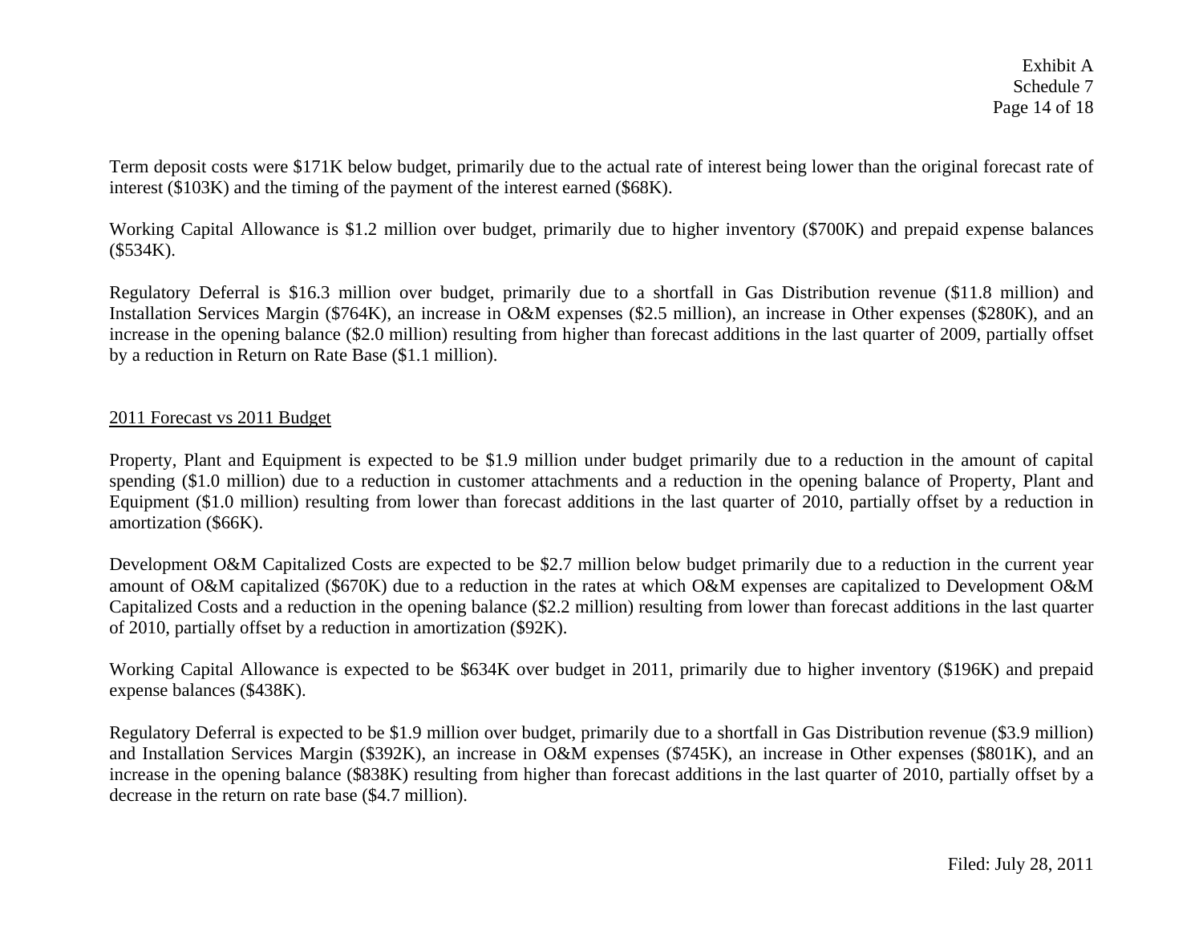Term deposit costs were $171K below budget, primarily due to the actual rate of interest being lower than the original forecast rate of interest ($103K) and the timing of the payment of the interest earned ($68K).

Working Capital Allowance is $1.2 million over budget, primarily due to higher inventory ($700K) and prepaid expense balances ($534K).

Regulatory Deferral is $16.3 million over budget, primarily due to a shortfall in Gas Distribution revenue ($11.8 million) and Installation Services Margin ($764K), an increase in O&M expenses ($2.5 million), an increase in Other expenses ($280K), and an increase in the opening balance ($2.0 million) resulting from higher than forecast additions in the last quarter of 2009, partially offset by a reduction in Return on Rate Base ($1.1 million).

## 2011 Forecast vs 2011 Budget

Property, Plant and Equipment is expected to be $1.9 million under budget primarily due to a reduction in the amount of capital spending ($1.0 million) due to a reduction in customer attachments and a reduction in the opening balance of Property, Plant and Equipment ($1.0 million) resulting from lower than forecast additions in the last quarter of 2010, partially offset by a reduction in amortization ($66K).

Development O&M Capitalized Costs are expected to be $2.7 million below budget primarily due to a reduction in the current year amount of O&M capitalized ($670K) due to a reduction in the rates at which O&M expenses are capitalized to Development O&M Capitalized Costs and a reduction in the opening balance ($2.2 million) resulting from lower than forecast additions in the last quarter of 2010, partially offset by a reduction in amortization ($92K).

Working Capital Allowance is expected to be $634K over budget in 2011, primarily due to higher inventory ($196K) and prepaid expense balances ($438K).

Regulatory Deferral is expected to be $1.9 million over budget, primarily due to a shortfall in Gas Distribution revenue ($3.9 million) and Installation Services Margin ($392K), an increase in O&M expenses ($745K), an increase in Other expenses ($801K), and an increase in the opening balance ($838K) resulting from higher than forecast additions in the last quarter of 2010, partially offset by a decrease in the return on rate base ($4.7 million).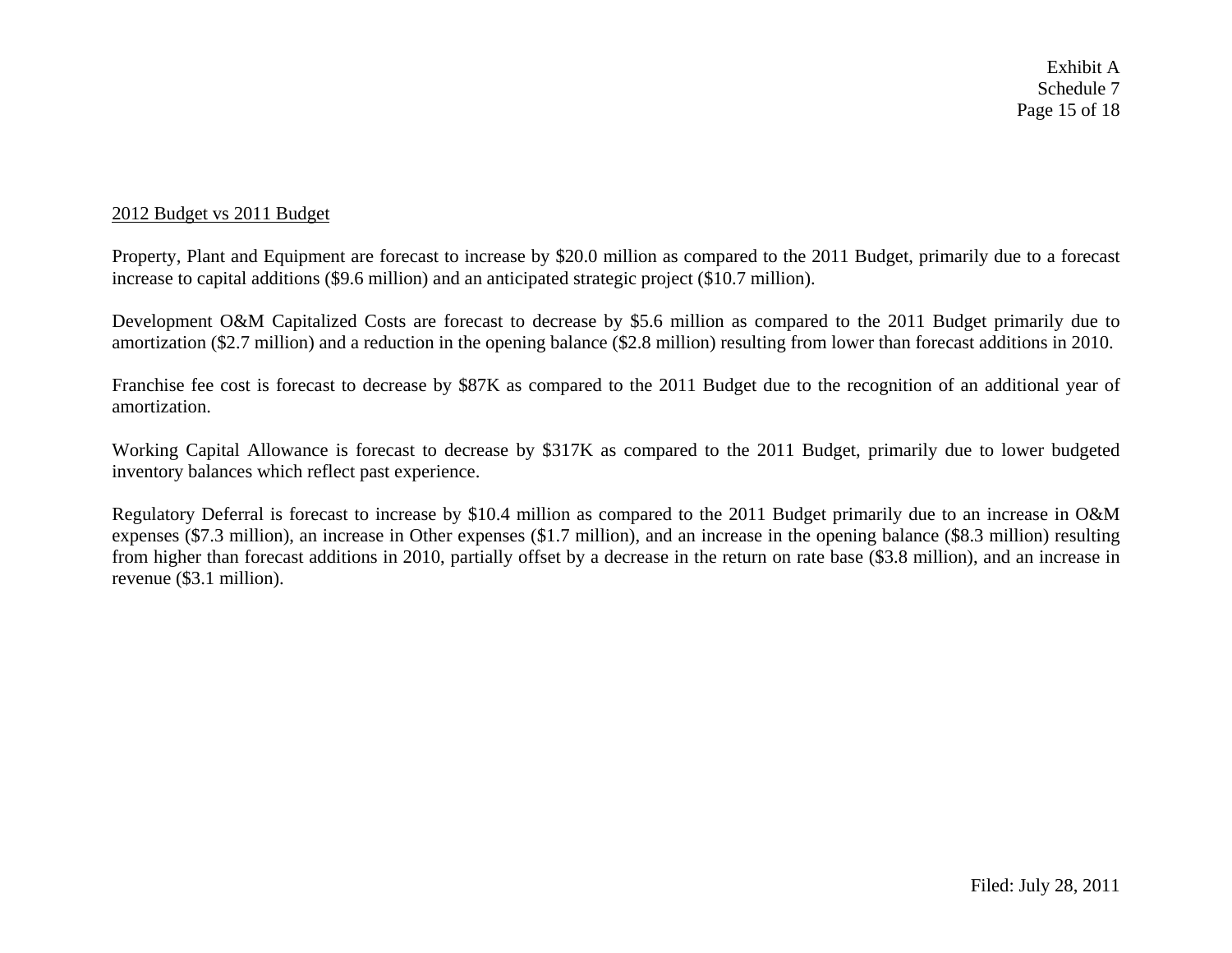2012 Budget vs 2011 Budget

Property, Plant and Equipment are forecast to increase by $20.0 million as compared to the 2011 Budget, primarily due to a forecast increase to capital additions ($9.6 million) and an anticipated strategic project ($10.7 million).

Development O&M Capitalized Costs are forecast to decrease by $5.6 million as compared to the 2011 Budget primarily due to amortization ($2.7 million) and a reduction in the opening balance ($2.8 million) resulting from lower than forecast additions in 2010.

Franchise fee cost is forecast to decrease by $87K as compared to the 2011 Budget due to the recognition of an additional year of amortization.

Working Capital Allowance is forecast to decrease by $317K as compared to the 2011 Budget, primarily due to lower budgeted inventory balances which reflect past experience.

Regulatory Deferral is forecast to increase by $10.4 million as compared to the 2011 Budget primarily due to an increase in O&M expenses ($7.3 million), an increase in Other expenses ($1.7 million), and an increase in the opening balance ($8.3 million) resulting from higher than forecast additions in 2010, partially offset by a decrease in the return on rate base ($3.8 million), and an increase in revenue ($3.1 million).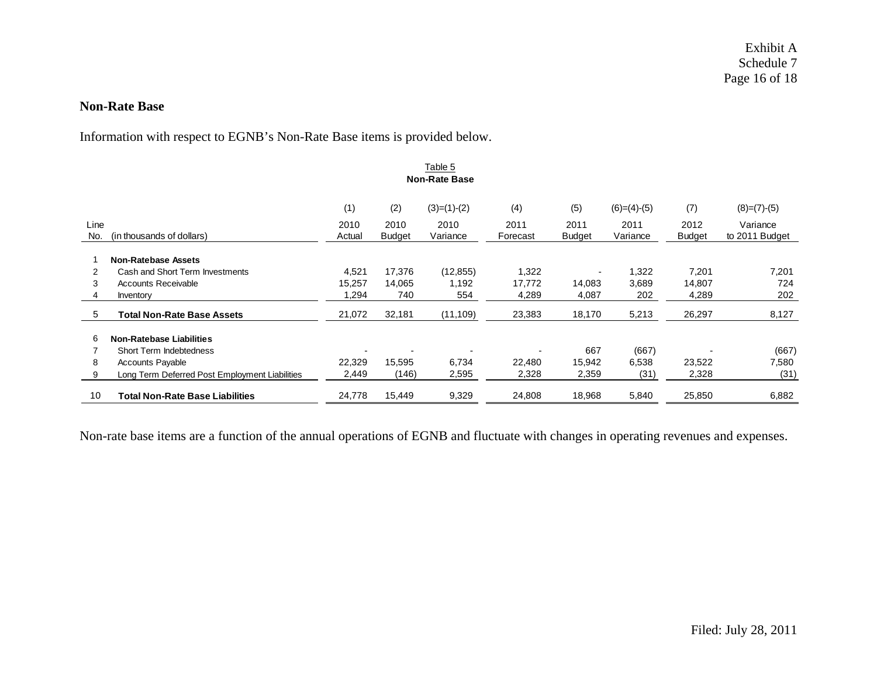Exhibit A
Schedule 7

## Non-Rate Base

Information with respect to EGNB's Non-Rate Base items is provided below.

Table 5
**Non-Rate Base**

| | | (1) | (2) | (3)=(1)-(2) | (4) | (5) | (6)=(4)-(5) | (7) | (8)=(7)-(5) |
|---|---|---|---|---|---|---|---|---|---|
| Line No. | (in thousands of dollars) | 2010 Actual | 2010 Budget | 2010 Variance | 2011 Forecast | 2011 Budget | 2011 Variance | 2012 Budget | Variance to 2011 Budget |
| 1 | **Non-Ratebase Assets** | | | | | | | | |
| 2 | Cash and Short Term Investments | 4,521 | 17,376 | (12,855) | 1,322 | - | 1,322 | 7,201 | 7,201 |
| 3 | Accounts Receivable | 15,257 | 14,065 | 1,192 | 17,772 | 14,083 | 3,689 | 14,807 | 724 |
| 4 | Inventory | 1,294 | 740 | 554 | 4,289 | 4,087 | 202 | 4,289 | 202 |
| 5 | **Total Non-Rate Base Assets** | 21,072 | 32,181 | (11,109) | 23,383 | 18,170 | 5,213 | 26,297 | 8,127 |
| 6 | **Non-Ratebase Liabilities** | | | | | | | | |
| 7 | Short Term Indebtedness | - | - | - | - | 667 | (667) | - | (667) |
| 8 | Accounts Payable | 22,329 | 15,595 | 6,734 | 22,480 | 15,942 | 6,538 | 23,522 | 7,580 |
| 9 | Long Term Deferred Post Employment Liabilities | 2,449 | (146) | 2,595 | 2,328 | 2,359 | (31) | 2,328 | (31) |
| 10 | **Total Non-Rate Base Liabilities** | 24,778 | 15,449 | 9,329 | 24,808 | 18,968 | 5,840 | 25,850 | 6,882 |

Non-rate base items are a function of the annual operations of EGNB and fluctuate with changes in operating revenues and expenses.

Filed: July 28, 2011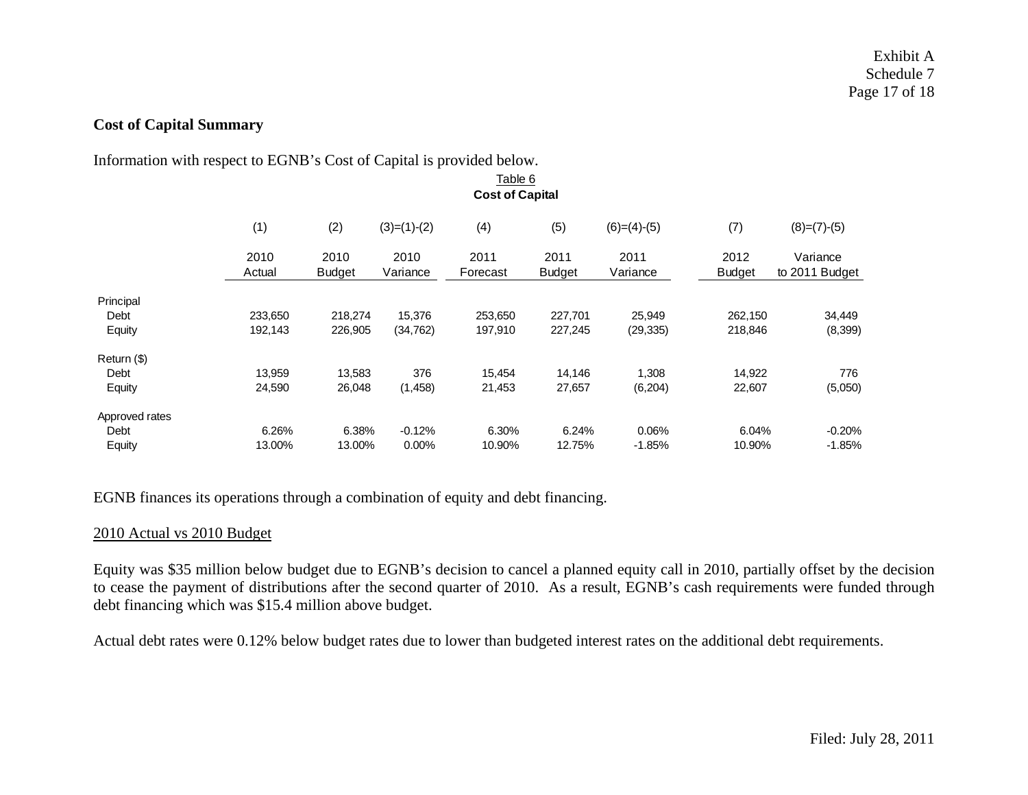**Cost of Capital Summary**

Information with respect to EGNB's Cost of Capital is provided below.

Table 6

**Cost of Capital**

| | (1) | (2) | (3)=(1)-(2) | (4) | (5) | (6)=(4)-(5) | (7) | (8)=(7)-(5) |
|---|---|---|---|---|---|---|---|---|
| | 2010 Actual | 2010 Budget | 2010 Variance | 2011 Forecast | 2011 Budget | 2011 Variance | 2012 Budget | Variance to 2011 Budget |
| Principal | | | | | | | | |
| Debt | 233,650 | 218,274 | 15,376 | 253,650 | 227,701 | 25,949 | 262,150 | 34,449 |
| Equity | 192,143 | 226,905 | (34,762) | 197,910 | 227,245 | (29,335) | 218,846 | (8,399) |
| Return ($) | | | | | | | | |
| Debt | 13,959 | 13,583 | 376 | 15,454 | 14,146 | 1,308 | 14,922 | 776 |
| Equity | 24,590 | 26,048 | (1,458) | 21,453 | 27,657 | (6,204) | 22,607 | (5,050) |
| Approved rates | | | | | | | | |
| Debt | 6.26% | 6.38% | -0.12% | 6.30% | 6.24% | 0.06% | 6.04% | -0.20% |
| Equity | 13.00% | 13.00% | 0.00% | 10.90% | 12.75% | -1.85% | 10.90% | -1.85% |

EGNB finances its operations through a combination of equity and debt financing.

2010 Actual vs 2010 Budget

Equity was $35 million below budget due to EGNB's decision to cancel a planned equity call in 2010, partially offset by the decision to cease the payment of distributions after the second quarter of 2010. As a result, EGNB's cash requirements were funded through debt financing which was $15.4 million above budget.

Actual debt rates were 0.12% below budget rates due to lower than budgeted interest rates on the additional debt requirements.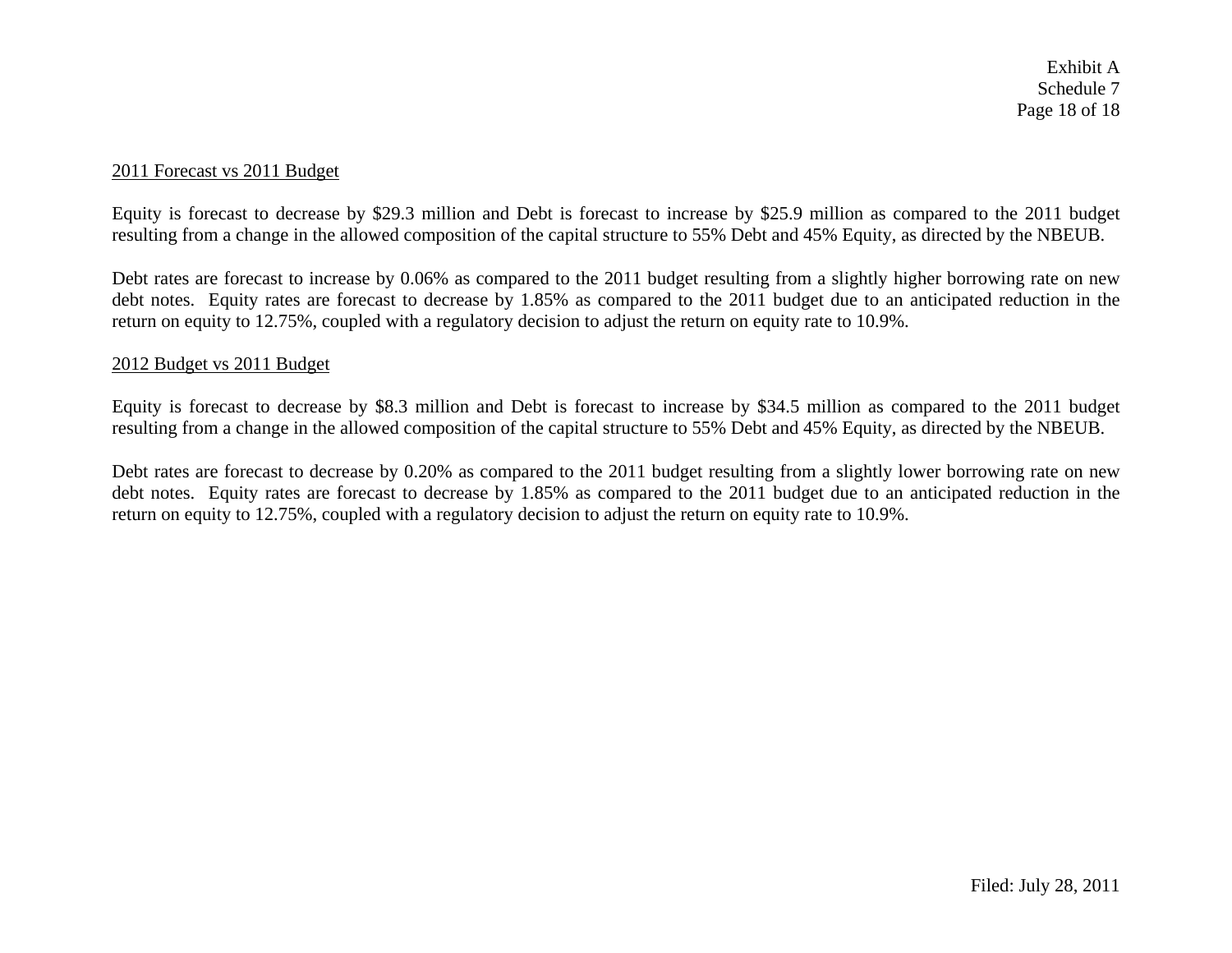2011 Forecast vs 2011 Budget

Equity is forecast to decrease by $29.3 million and Debt is forecast to increase by $25.9 million as compared to the 2011 budget resulting from a change in the allowed composition of the capital structure to 55% Debt and 45% Equity, as directed by the NBEUB.

Debt rates are forecast to increase by 0.06% as compared to the 2011 budget resulting from a slightly higher borrowing rate on new debt notes. Equity rates are forecast to decrease by 1.85% as compared to the 2011 budget due to an anticipated reduction in the return on equity to 12.75%, coupled with a regulatory decision to adjust the return on equity rate to 10.9%.

2012 Budget vs 2011 Budget

Equity is forecast to decrease by $8.3 million and Debt is forecast to increase by $34.5 million as compared to the 2011 budget resulting from a change in the allowed composition of the capital structure to 55% Debt and 45% Equity, as directed by the NBEUB.

Debt rates are forecast to decrease by 0.20% as compared to the 2011 budget resulting from a slightly lower borrowing rate on new debt notes. Equity rates are forecast to decrease by 1.85% as compared to the 2011 budget due to an anticipated reduction in the return on equity to 12.75%, coupled with a regulatory decision to adjust the return on equity rate to 10.9%.